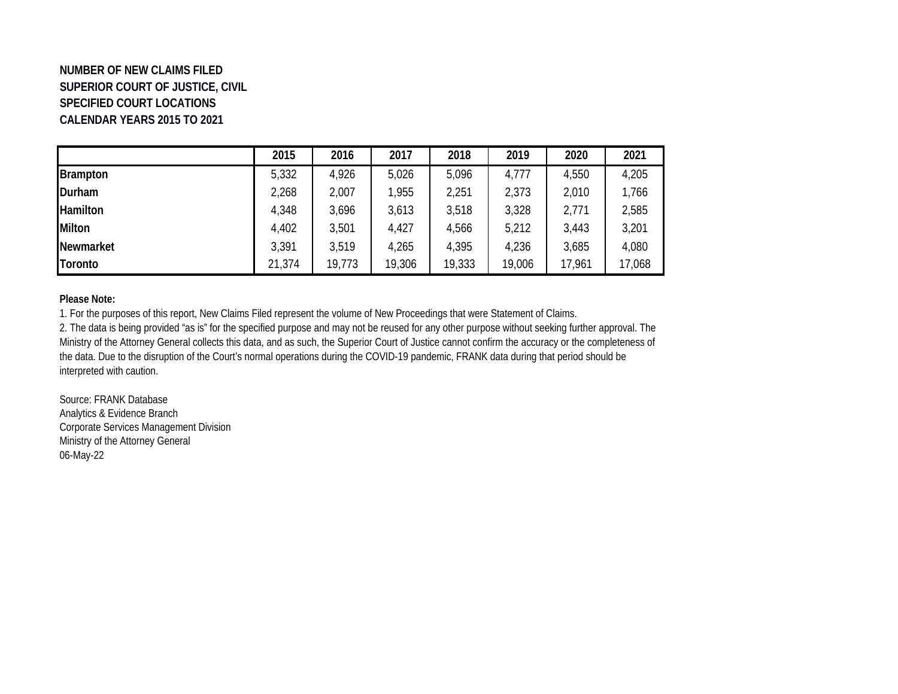**NUMBER OF NEW CLAIMS FILED**
**SUPERIOR COURT OF JUSTICE, CIVIL**
**SPECIFIED COURT LOCATIONS**
**CALENDAR YEARS 2015 TO 2021**

| | 2015 | 2016 | 2017 | 2018 | 2019 | 2020 | 2021 |
|---|---|---|---|---|---|---|---|
| **Brampton** | 5,332 | 4,926 | 5,026 | 5,096 | 4,777 | 4,550 | 4,205 |
| **Durham** | 2,268 | 2,007 | 1,955 | 2,251 | 2,373 | 2,010 | 1,766 |
| **Hamilton** | 4,348 | 3,696 | 3,613 | 3,518 | 3,328 | 2,771 | 2,585 |
| **Milton** | 4,402 | 3,501 | 4,427 | 4,566 | 5,212 | 3,443 | 3,201 |
| **Newmarket** | 3,391 | 3,519 | 4,265 | 4,395 | 4,236 | 3,685 | 4,080 |
| **Toronto** | 21,374 | 19,773 | 19,306 | 19,333 | 19,006 | 17,961 | 17,068 |

**Please Note:**

1. For the purposes of this report, New Claims Filed represent the volume of New Proceedings that were Statement of Claims.
2. The data is being provided "as is" for the specified purpose and may not be reused for any other purpose without seeking further approval. The Ministry of the Attorney General collects this data, and as such, the Superior Court of Justice cannot confirm the accuracy or the completeness of the data. Due to the disruption of the Court's normal operations during the COVID-19 pandemic, FRANK data during that period should be interpreted with caution.

Source: FRANK Database
Analytics & Evidence Branch
Corporate Services Management Division
Ministry of the Attorney General
06-May-22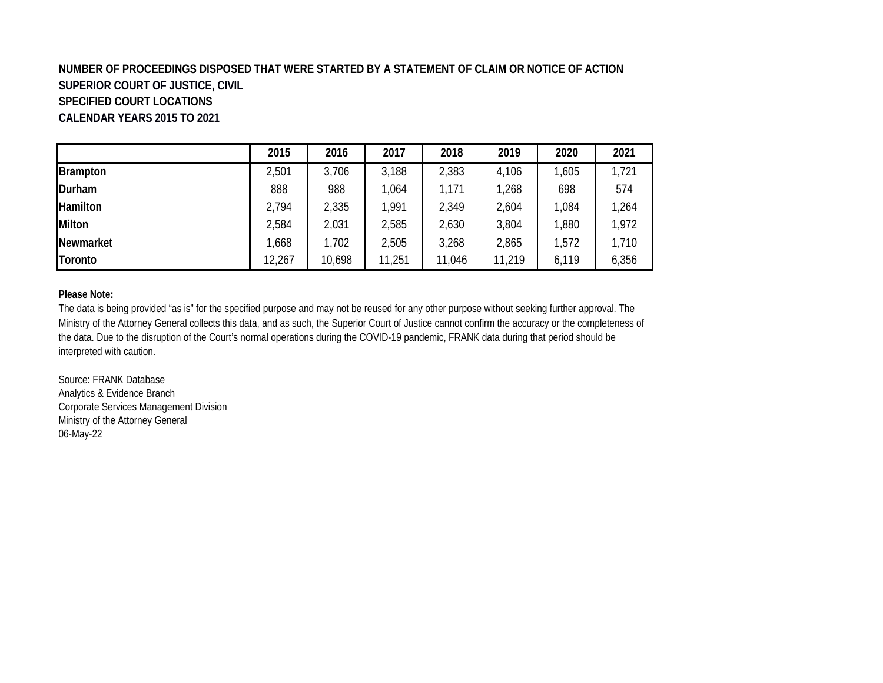**NUMBER OF PROCEEDINGS DISPOSED THAT WERE STARTED BY A STATEMENT OF CLAIM OR NOTICE OF ACTION**
**SUPERIOR COURT OF JUSTICE, CIVIL**
**SPECIFIED COURT LOCATIONS**
**CALENDAR YEARS 2015 TO 2021**

| | 2015 | 2016 | 2017 | 2018 | 2019 | 2020 | 2021 |
|---|---|---|---|---|---|---|---|
| **Brampton** | 2,501 | 3,706 | 3,188 | 2,383 | 4,106 | 1,605 | 1,721 |
| **Durham** | 888 | 988 | 1,064 | 1,171 | 1,268 | 698 | 574 |
| **Hamilton** | 2,794 | 2,335 | 1,991 | 2,349 | 2,604 | 1,084 | 1,264 |
| **Milton** | 2,584 | 2,031 | 2,585 | 2,630 | 3,804 | 1,880 | 1,972 |
| **Newmarket** | 1,668 | 1,702 | 2,505 | 3,268 | 2,865 | 1,572 | 1,710 |
| **Toronto** | 12,267 | 10,698 | 11,251 | 11,046 | 11,219 | 6,119 | 6,356 |

**Please Note:**
The data is being provided "as is" for the specified purpose and may not be reused for any other purpose without seeking further approval. The Ministry of the Attorney General collects this data, and as such, the Superior Court of Justice cannot confirm the accuracy or the completeness of the data. Due to the disruption of the Court's normal operations during the COVID-19 pandemic, FRANK data during that period should be interpreted with caution.

Source: FRANK Database
Analytics & Evidence Branch
Corporate Services Management Division
Ministry of the Attorney General
06-May-22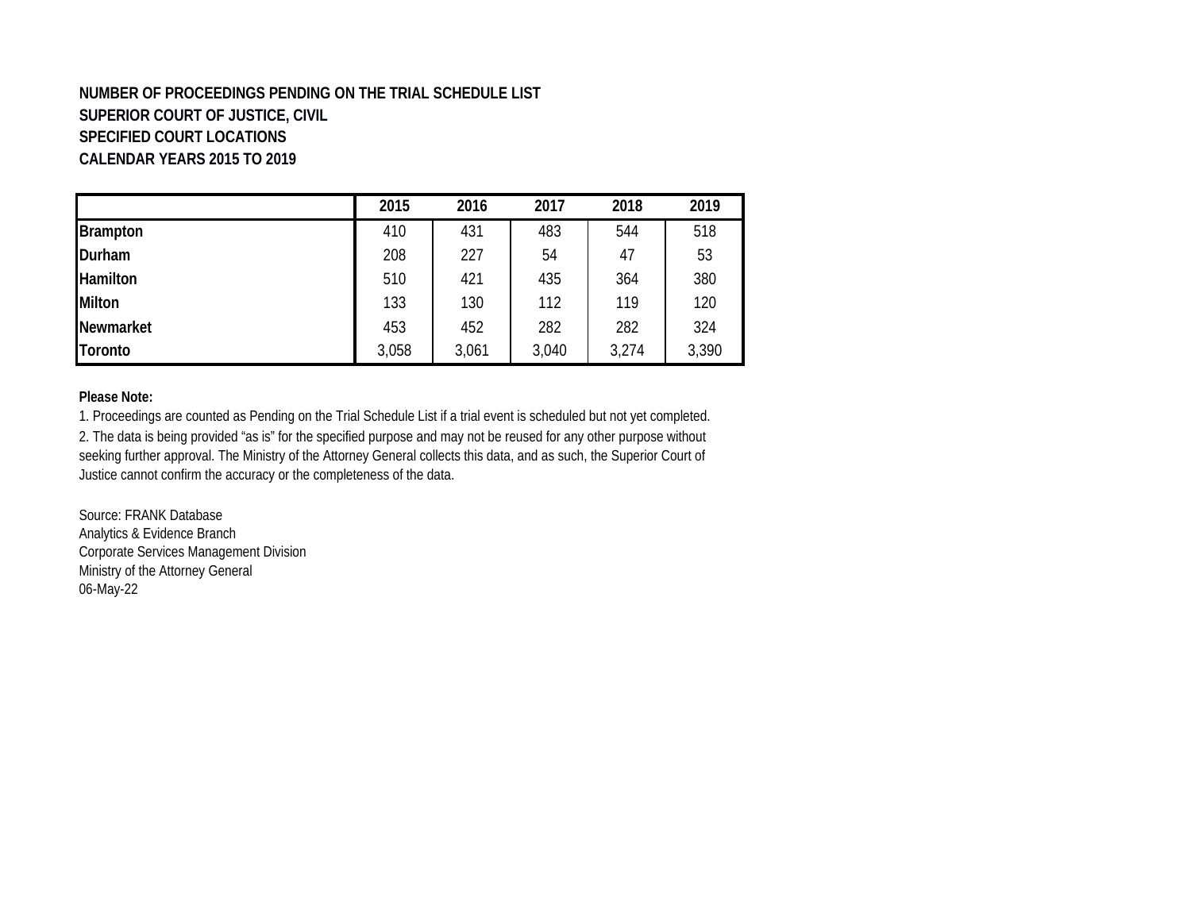**NUMBER OF PROCEEDINGS PENDING ON THE TRIAL SCHEDULE LIST**
**SUPERIOR COURT OF JUSTICE, CIVIL**
**SPECIFIED COURT LOCATIONS**
**CALENDAR YEARS 2015 TO 2019**

| | 2015 | 2016 | 2017 | 2018 | 2019 |
|---|---|---|---|---|---|
| **Brampton** | 410 | 431 | 483 | 544 | 518 |
| **Durham** | 208 | 227 | 54 | 47 | 53 |
| **Hamilton** | 510 | 421 | 435 | 364 | 380 |
| **Milton** | 133 | 130 | 112 | 119 | 120 |
| **Newmarket** | 453 | 452 | 282 | 282 | 324 |
| **Toronto** | 3,058 | 3,061 | 3,040 | 3,274 | 3,390 |

**Please Note:**

1. Proceedings are counted as Pending on the Trial Schedule List if a trial event is scheduled but not yet completed.
2. The data is being provided "as is" for the specified purpose and may not be reused for any other purpose without seeking further approval. The Ministry of the Attorney General collects this data, and as such, the Superior Court of Justice cannot confirm the accuracy or the completeness of the data.

Source: FRANK Database
Analytics & Evidence Branch
Corporate Services Management Division
Ministry of the Attorney General
06-May-22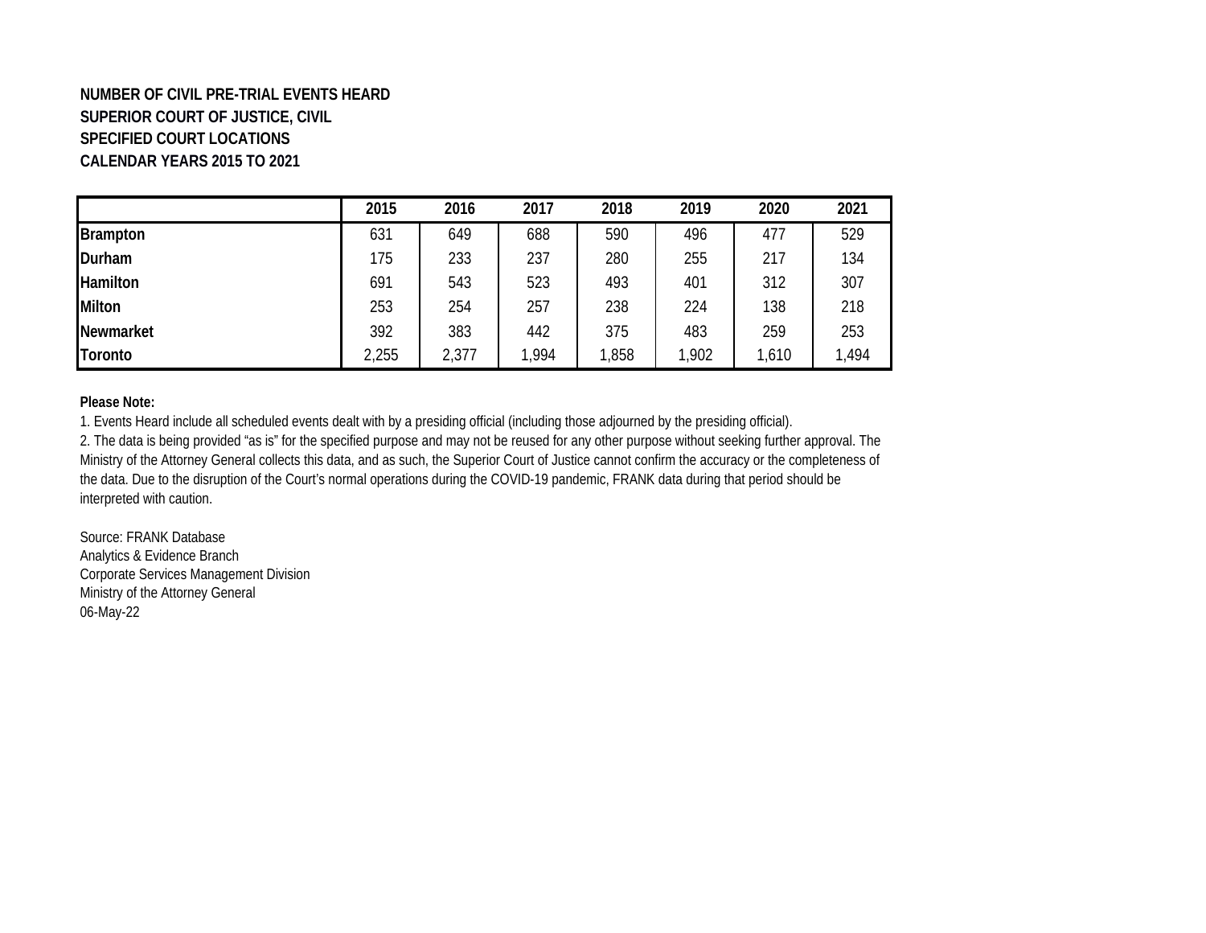**NUMBER OF CIVIL PRE-TRIAL EVENTS HEARD**
**SUPERIOR COURT OF JUSTICE, CIVIL**
**SPECIFIED COURT LOCATIONS**
**CALENDAR YEARS 2015 TO 2021**

| | 2015 | 2016 | 2017 | 2018 | 2019 | 2020 | 2021 |
|---|---|---|---|---|---|---|---|
| **Brampton** | 631 | 649 | 688 | 590 | 496 | 477 | 529 |
| **Durham** | 175 | 233 | 237 | 280 | 255 | 217 | 134 |
| **Hamilton** | 691 | 543 | 523 | 493 | 401 | 312 | 307 |
| **Milton** | 253 | 254 | 257 | 238 | 224 | 138 | 218 |
| **Newmarket** | 392 | 383 | 442 | 375 | 483 | 259 | 253 |
| **Toronto** | 2,255 | 2,377 | 1,994 | 1,858 | 1,902 | 1,610 | 1,494 |

**Please Note:**

1. Events Heard include all scheduled events dealt with by a presiding official (including those adjourned by the presiding official).
2. The data is being provided "as is" for the specified purpose and may not be reused for any other purpose without seeking further approval. The Ministry of the Attorney General collects this data, and as such, the Superior Court of Justice cannot confirm the accuracy or the completeness of the data. Due to the disruption of the Court's normal operations during the COVID-19 pandemic, FRANK data during that period should be interpreted with caution.

Source: FRANK Database
Analytics & Evidence Branch
Corporate Services Management Division
Ministry of the Attorney General
06-May-22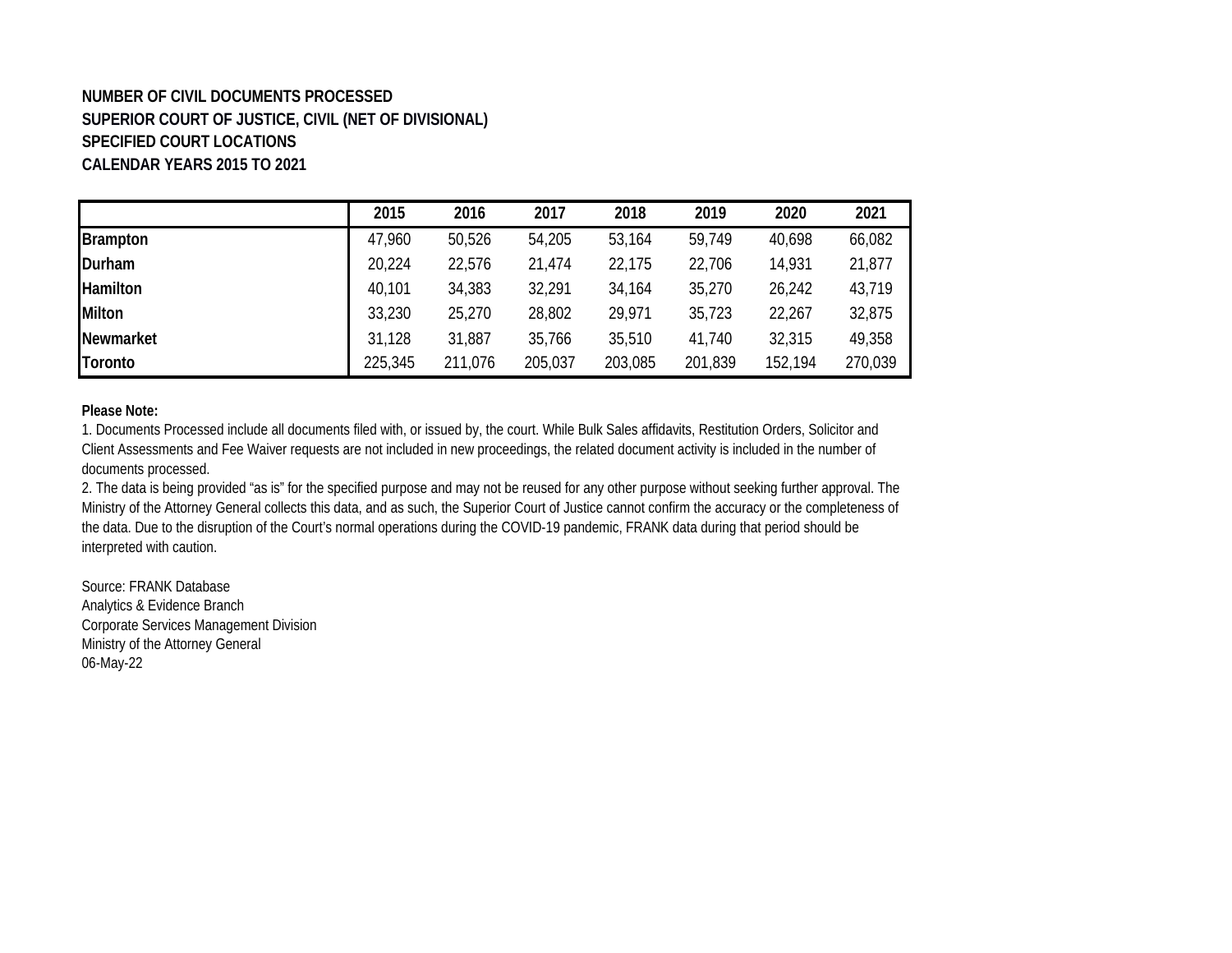**NUMBER OF CIVIL DOCUMENTS PROCESSED**
**SUPERIOR COURT OF JUSTICE, CIVIL (NET OF DIVISIONAL)**
**SPECIFIED COURT LOCATIONS**
**CALENDAR YEARS 2015 TO 2021**

| | 2015 | 2016 | 2017 | 2018 | 2019 | 2020 | 2021 |
|---|---|---|---|---|---|---|---|
| **Brampton** | 47,960 | 50,526 | 54,205 | 53,164 | 59,749 | 40,698 | 66,082 |
| **Durham** | 20,224 | 22,576 | 21,474 | 22,175 | 22,706 | 14,931 | 21,877 |
| **Hamilton** | 40,101 | 34,383 | 32,291 | 34,164 | 35,270 | 26,242 | 43,719 |
| **Milton** | 33,230 | 25,270 | 28,802 | 29,971 | 35,723 | 22,267 | 32,875 |
| **Newmarket** | 31,128 | 31,887 | 35,766 | 35,510 | 41,740 | 32,315 | 49,358 |
| **Toronto** | 225,345 | 211,076 | 205,037 | 203,085 | 201,839 | 152,194 | 270,039 |

**Please Note:**

1. Documents Processed include all documents filed with, or issued by, the court. While Bulk Sales affidavits, Restitution Orders, Solicitor and Client Assessments and Fee Waiver requests are not included in new proceedings, the related document activity is included in the number of documents processed.
2. The data is being provided "as is" for the specified purpose and may not be reused for any other purpose without seeking further approval. The Ministry of the Attorney General collects this data, and as such, the Superior Court of Justice cannot confirm the accuracy or the completeness of the data. Due to the disruption of the Court's normal operations during the COVID-19 pandemic, FRANK data during that period should be interpreted with caution.

Source: FRANK Database
Analytics & Evidence Branch
Corporate Services Management Division
Ministry of the Attorney General
06-May-22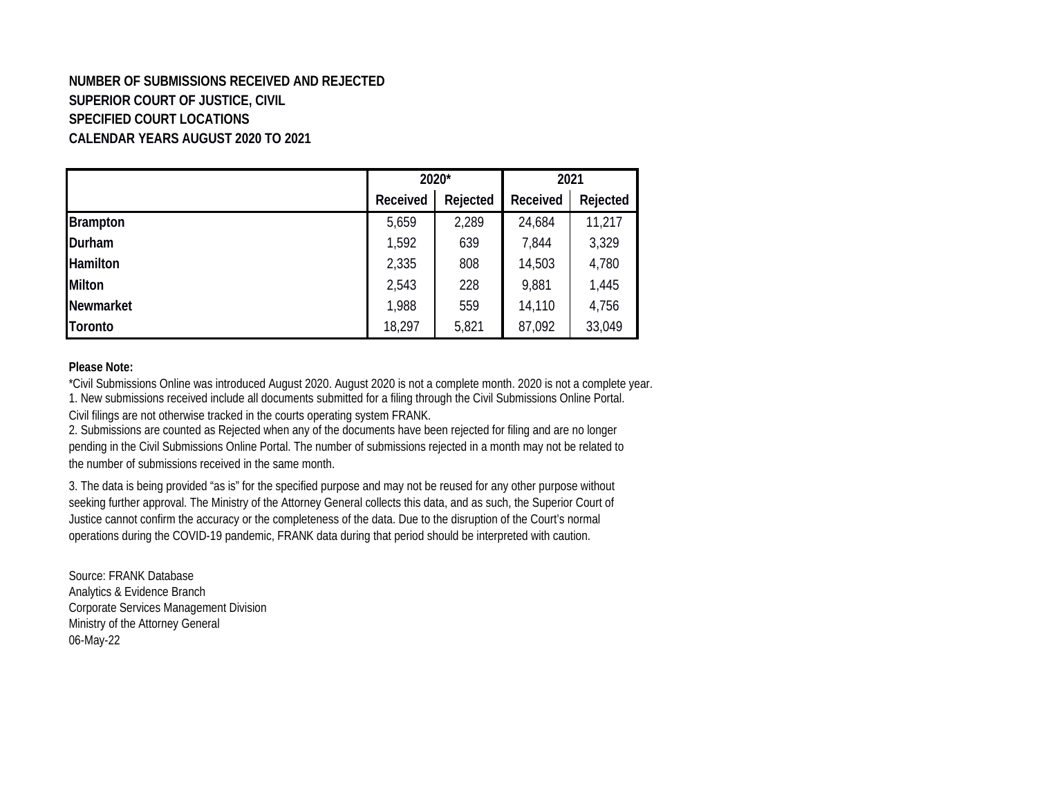**NUMBER OF SUBMISSIONS RECEIVED AND REJECTED**
**SUPERIOR COURT OF JUSTICE, CIVIL**
**SPECIFIED COURT LOCATIONS**
**CALENDAR YEARS AUGUST 2020 TO 2021**

| | 2020* | | 2021 | |
|---|---|---|---|---|
| | **Received** | **Rejected** | **Received** | **Rejected** |
| **Brampton** | 5,659 | 2,289 | 24,684 | 11,217 |
| **Durham** | 1,592 | 639 | 7,844 | 3,329 |
| **Hamilton** | 2,335 | 808 | 14,503 | 4,780 |
| **Milton** | 2,543 | 228 | 9,881 | 1,445 |
| **Newmarket** | 1,988 | 559 | 14,110 | 4,756 |
| **Toronto** | 18,297 | 5,821 | 87,092 | 33,049 |

**Please Note:**

*Civil Submissions Online was introduced August 2020. August 2020 is not a complete month. 2020 is not a complete year.

1. New submissions received include all documents submitted for a filing through the Civil Submissions Online Portal. Civil filings are not otherwise tracked in the courts operating system FRANK.
2. Submissions are counted as Rejected when any of the documents have been rejected for filing and are no longer pending in the Civil Submissions Online Portal. The number of submissions rejected in a month may not be related to the number of submissions received in the same month.
3. The data is being provided "as is" for the specified purpose and may not be reused for any other purpose without seeking further approval. The Ministry of the Attorney General collects this data, and as such, the Superior Court of Justice cannot confirm the accuracy or the completeness of the data. Due to the disruption of the Court's normal operations during the COVID-19 pandemic, FRANK data during that period should be interpreted with caution.

Source: FRANK Database
Analytics & Evidence Branch
Corporate Services Management Division
Ministry of the Attorney General
06-May-22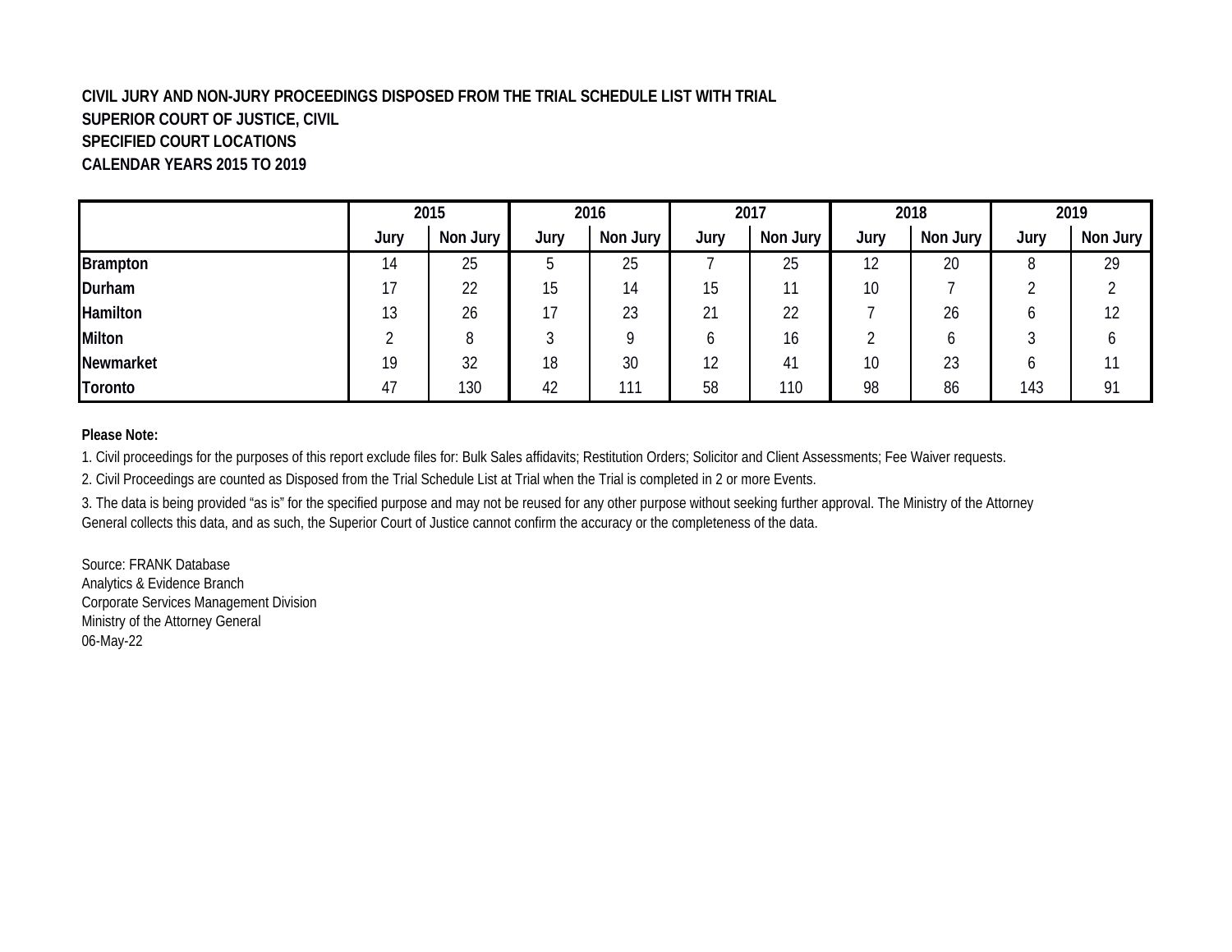**CIVIL JURY AND NON-JURY PROCEEDINGS DISPOSED FROM THE TRIAL SCHEDULE LIST WITH TRIAL**
**SUPERIOR COURT OF JUSTICE, CIVIL**
**SPECIFIED COURT LOCATIONS**
**CALENDAR YEARS 2015 TO 2019**

| | 2015 | | 2016 | | 2017 | | 2018 | | 2019 | |
|---|---|---|---|---|---|---|---|---|---|---|
| | Jury | Non Jury | Jury | Non Jury | Jury | Non Jury | Jury | Non Jury | Jury | Non Jury |
| **Brampton** | 14 | 25 | 5 | 25 | 7 | 25 | 12 | 20 | 8 | 29 |
| **Durham** | 17 | 22 | 15 | 14 | 15 | 11 | 10 | 7 | 2 | 2 |
| **Hamilton** | 13 | 26 | 17 | 23 | 21 | 22 | 7 | 26 | 6 | 12 |
| **Milton** | 2 | 8 | 3 | 9 | 6 | 16 | 2 | 6 | 3 | 6 |
| **Newmarket** | 19 | 32 | 18 | 30 | 12 | 41 | 10 | 23 | 6 | 11 |
| **Toronto** | 47 | 130 | 42 | 111 | 58 | 110 | 98 | 86 | 143 | 91 |

**Please Note:**

1. Civil proceedings for the purposes of this report exclude files for: Bulk Sales affidavits; Restitution Orders; Solicitor and Client Assessments; Fee Waiver requests.
2. Civil Proceedings are counted as Disposed from the Trial Schedule List at Trial when the Trial is completed in 2 or more Events.
3. The data is being provided "as is" for the specified purpose and may not be reused for any other purpose without seeking further approval. The Ministry of the Attorney General collects this data, and as such, the Superior Court of Justice cannot confirm the accuracy or the completeness of the data.

Source: FRANK Database
Analytics & Evidence Branch
Corporate Services Management Division
Ministry of the Attorney General
06-May-22